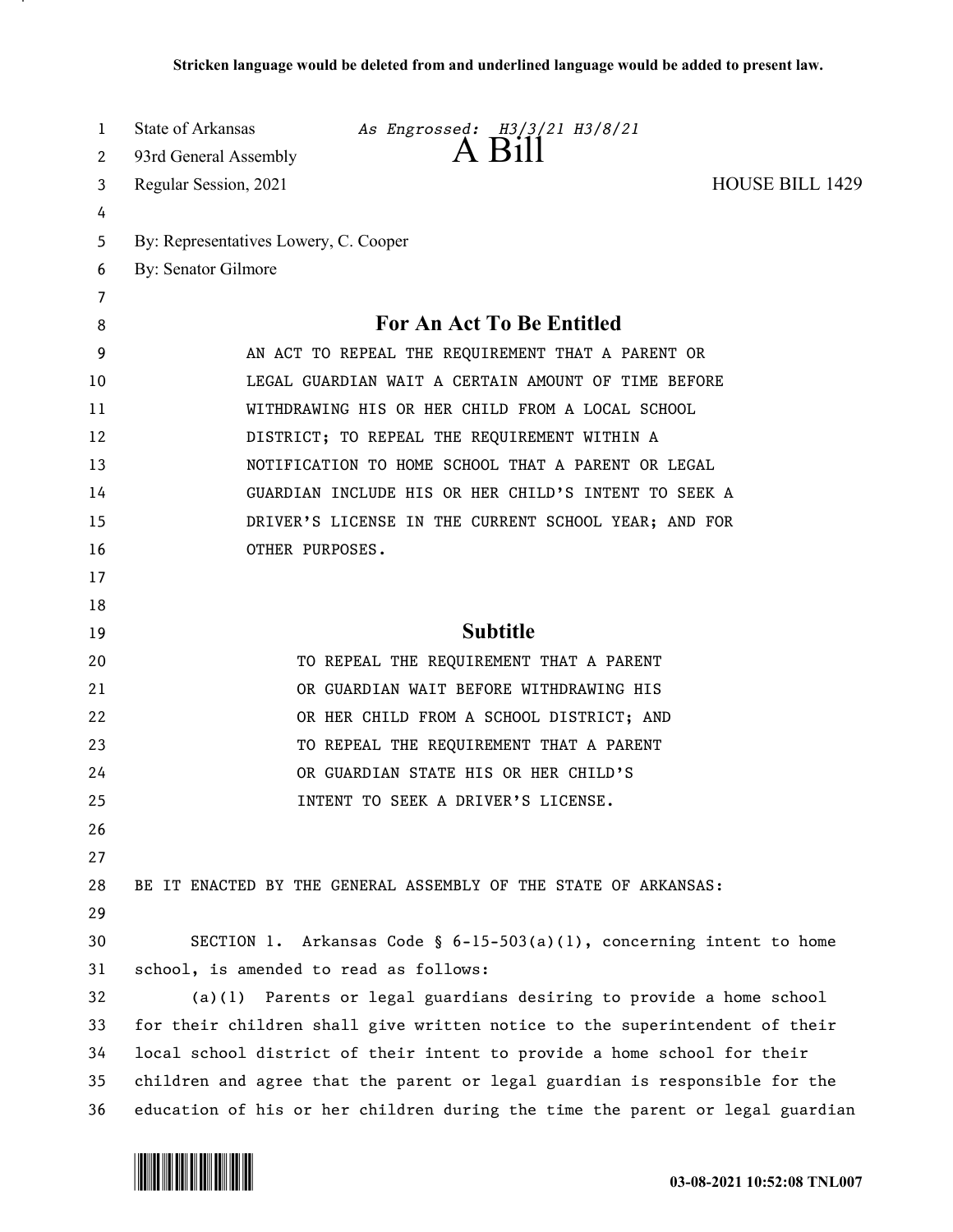**Stricken language would be deleted from and underlined language would be added to present law.**

State of Arkansas *As Engrossed: H3/3/21 H3/8/21*
93rd General Assembly
Regular Session, 2021

# A Bill

HOUSE BILL 1429

By: Representatives Lowery, C. Cooper
By: Senator Gilmore

## For An Act To Be Entitled

AN ACT TO REPEAL THE REQUIREMENT THAT A PARENT OR LEGAL GUARDIAN WAIT A CERTAIN AMOUNT OF TIME BEFORE WITHDRAWING HIS OR HER CHILD FROM A LOCAL SCHOOL DISTRICT; TO REPEAL THE REQUIREMENT WITHIN A NOTIFICATION TO HOME SCHOOL THAT A PARENT OR LEGAL GUARDIAN INCLUDE HIS OR HER CHILD'S INTENT TO SEEK A DRIVER'S LICENSE IN THE CURRENT SCHOOL YEAR; AND FOR OTHER PURPOSES.

## Subtitle

TO REPEAL THE REQUIREMENT THAT A PARENT OR GUARDIAN WAIT BEFORE WITHDRAWING HIS OR HER CHILD FROM A SCHOOL DISTRICT; AND TO REPEAL THE REQUIREMENT THAT A PARENT OR GUARDIAN STATE HIS OR HER CHILD'S INTENT TO SEEK A DRIVER'S LICENSE.

BE IT ENACTED BY THE GENERAL ASSEMBLY OF THE STATE OF ARKANSAS:

SECTION 1. Arkansas Code § 6-15-503(a)(1), concerning intent to home school, is amended to read as follows:

(a)(1) Parents or legal guardians desiring to provide a home school for their children shall give written notice to the superintendent of their local school district of their intent to provide a home school for their children and agree that the parent or legal guardian is responsible for the education of his or her children during the time the parent or legal guardian

03-08-2021 10:52:08 TNL007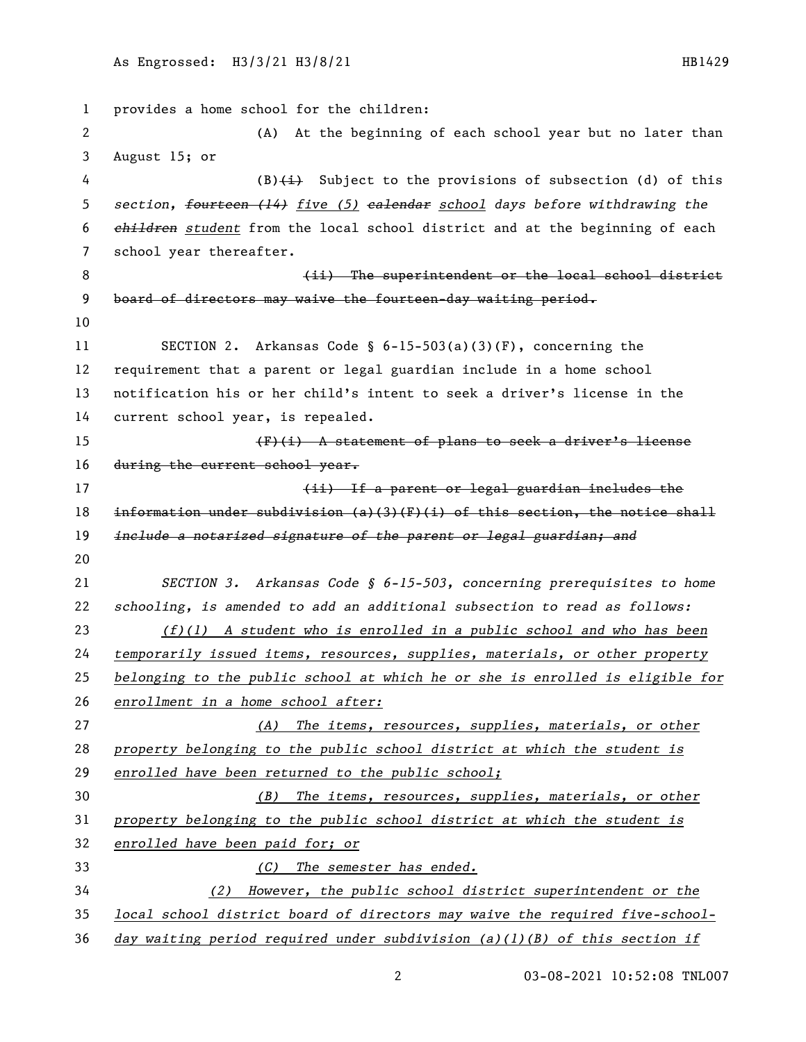provides a home school for the children:

(A) At the beginning of each school year but no later than August 15; or

(B)~~(i)~~ Subject to the provisions of subsection (d) of this *section, ~~fourteen (14)~~ five (5) ~~calendar~~ school days before withdrawing the ~~children~~ student* from the local school district and at the beginning of each school year thereafter.

~~(ii) The superintendent or the local school district board of directors may waive the fourteen-day waiting period.~~

SECTION 2. Arkansas Code § 6-15-503(a)(3)(F), concerning the requirement that a parent or legal guardian include in a home school notification his or her child's intent to seek a driver's license in the current school year, is repealed.

~~(F)(i) A statement of plans to seek a driver's license during the current school year.~~

~~(ii) If a parent or legal guardian includes the information under subdivision (a)(3)(F)(i) of this section, the notice shall~~ ~~*include a notarized signature of the parent or legal guardian; and*~~

*SECTION 3. Arkansas Code § 6-15-503, concerning prerequisites to home schooling, is amended to add an additional subsection to read as follows:*

*(f)(1) A student who is enrolled in a public school and who has been temporarily issued items, resources, supplies, materials, or other property belonging to the public school at which he or she is enrolled is eligible for enrollment in a home school after:*

*(A) The items, resources, supplies, materials, or other property belonging to the public school district at which the student is enrolled have been returned to the public school;*

*(B) The items, resources, supplies, materials, or other property belonging to the public school district at which the student is enrolled have been paid for; or*

*(C) The semester has ended.*

*(2) However, the public school district superintendent or the local school district board of directors may waive the required five-school-day waiting period required under subdivision (a)(1)(B) of this section if*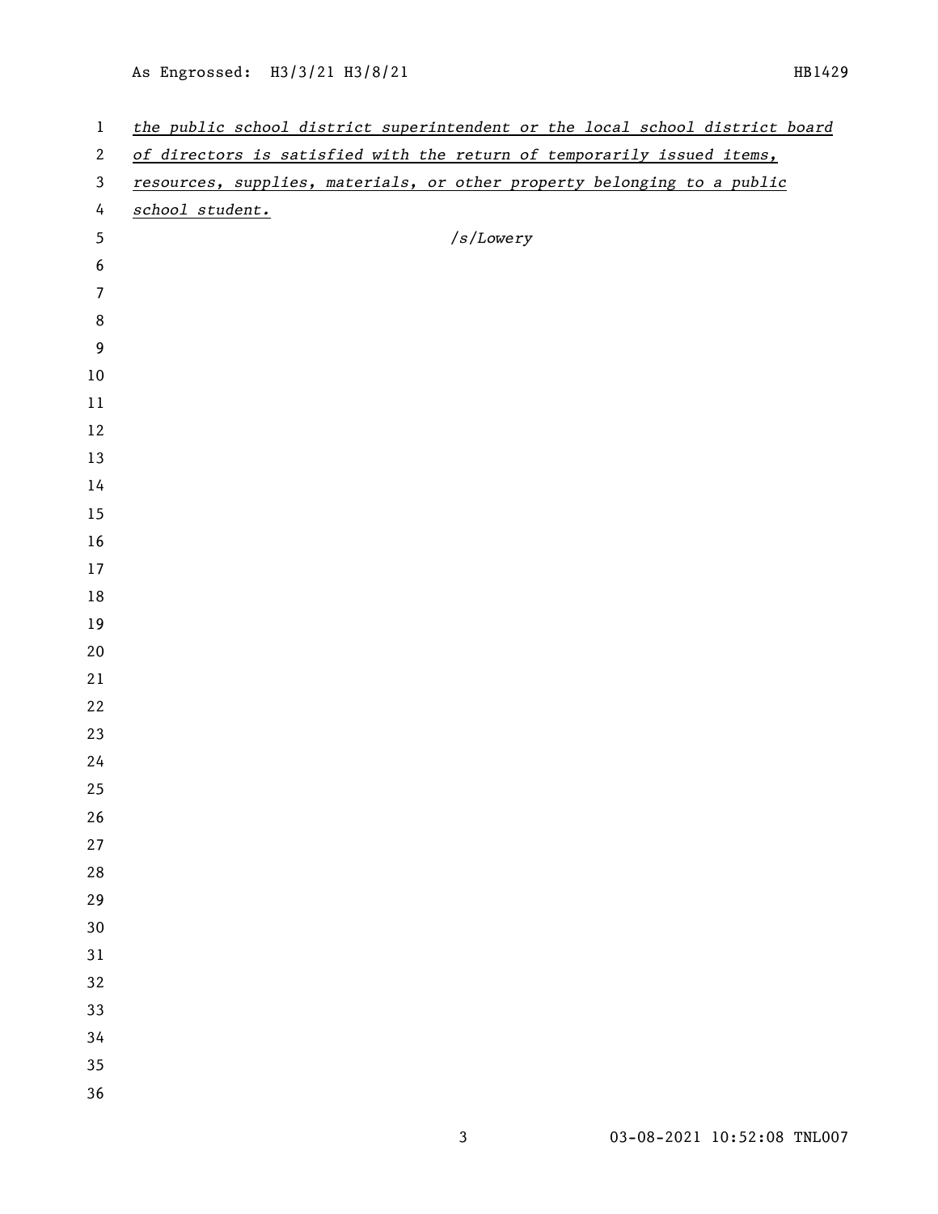*the public school district superintendent or the local school district board of directors is satisfied with the return of temporarily issued items, resources, supplies, materials, or other property belonging to a public school student.*

/s/Lowery